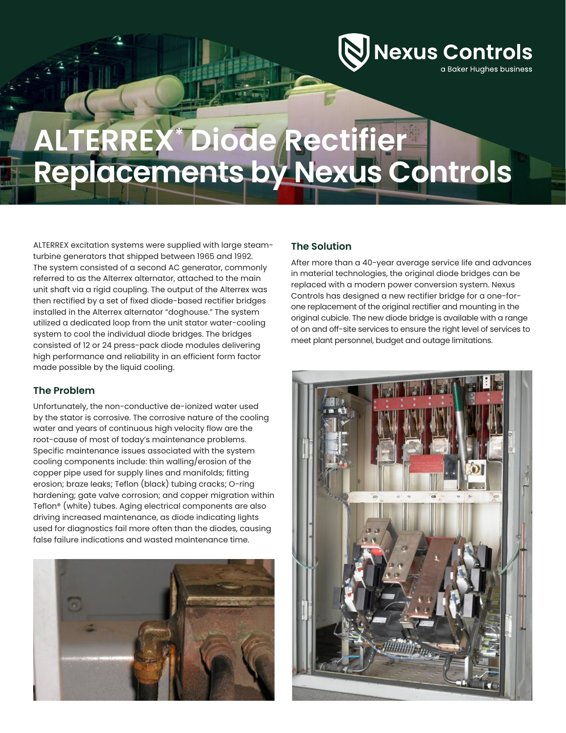Nexus Controls
a Baker Hughes business

# ALTERREX* Diode Rectifier Replacements by Nexus Controls

ALTERREX excitation systems were supplied with large steam-turbine generators that shipped between 1965 and 1992. The system consisted of a second AC generator, commonly referred to as the Alterrex alternator, attached to the main unit shaft via a rigid coupling. The output of the Alterrex was then rectified by a set of fixed diode-based rectifier bridges installed in the Alterrex alternator "doghouse." The system utilized a dedicated loop from the unit stator water-cooling system to cool the individual diode bridges. The bridges consisted of 12 or 24 press-pack diode modules delivering high performance and reliability in an efficient form factor made possible by the liquid cooling.

## The Problem

Unfortunately, the non-conductive de-ionized water used by the stator is corrosive. The corrosive nature of the cooling water and years of continuous high velocity flow are the root-cause of most of today's maintenance problems. Specific maintenance issues associated with the system cooling components include: thin walling/erosion of the copper pipe used for supply lines and manifolds; fitting erosion; braze leaks; Teflon (black) tubing cracks; O-ring hardening; gate valve corrosion; and copper migration within Teflon® (white) tubes. Aging electrical components are also driving increased maintenance, as diode indicating lights used for diagnostics fail more often than the diodes, causing false failure indications and wasted maintenance time.

## The Solution

After more than a 40-year average service life and advances in material technologies, the original diode bridges can be replaced with a modern power conversion system. Nexus Controls has designed a new rectifier bridge for a one-for-one replacement of the original rectifier and mounting in the original cubicle. The new diode bridge is available with a range of on and off-site services to ensure the right level of services to meet plant personnel, budget and outage limitations.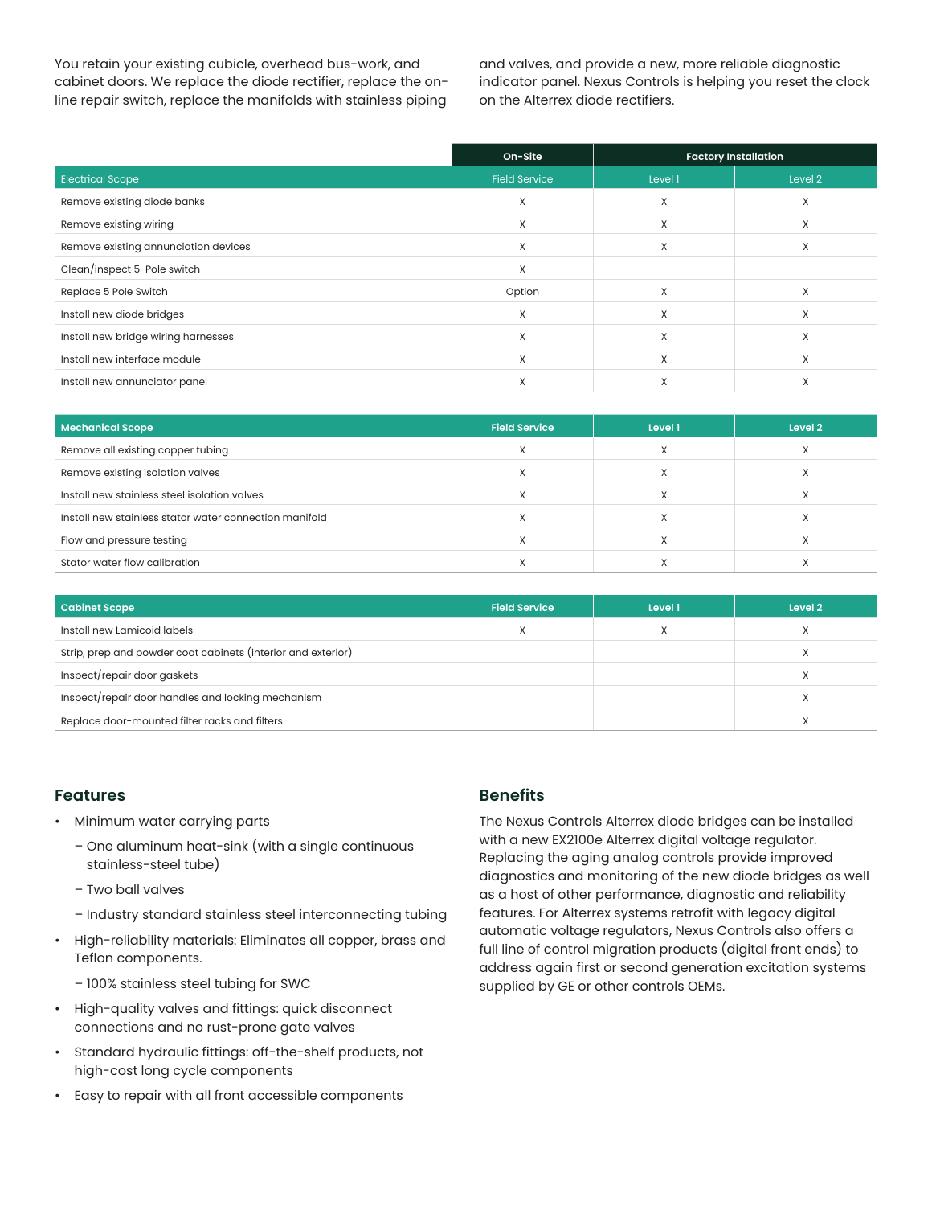You retain your existing cubicle, overhead bus-work, and cabinet doors. We replace the diode rectifier, replace the on-line repair switch, replace the manifolds with stainless piping and valves, and provide a new, more reliable diagnostic indicator panel. Nexus Controls is helping you reset the clock on the Alterrex diode rectifiers.

| | On-Site | Factory Installation | |
|---|---|---|---|
| Electrical Scope | Field Service | Level 1 | Level 2 |
| Remove existing diode banks | X | X | X |
| Remove existing wiring | X | X | X |
| Remove existing annunciation devices | X | X | X |
| Clean/inspect 5-Pole switch | X | | |
| Replace 5 Pole Switch | Option | X | X |
| Install new diode bridges | X | X | X |
| Install new bridge wiring harnesses | X | X | X |
| Install new interface module | X | X | X |
| Install new annunciator panel | X | X | X |

| Mechanical Scope | Field Service | Level 1 | Level 2 |
|---|---|---|---|
| Remove all existing copper tubing | X | X | X |
| Remove existing isolation valves | X | X | X |
| Install new stainless steel isolation valves | X | X | X |
| Install new stainless stator water connection manifold | X | X | X |
| Flow and pressure testing | X | X | X |
| Stator water flow calibration | X | X | X |

| Cabinet Scope | Field Service | Level 1 | Level 2 |
|---|---|---|---|
| Install new Lamicoid labels | X | X | X |
| Strip, prep and powder coat cabinets (interior and exterior) | | | X |
| Inspect/repair door gaskets | | | X |
| Inspect/repair door handles and locking mechanism | | | X |
| Replace door-mounted filter racks and filters | | | X |

## Features

- Minimum water carrying parts
  - One aluminum heat-sink (with a single continuous stainless-steel tube)
  - Two ball valves
  - Industry standard stainless steel interconnecting tubing
- High-reliability materials: Eliminates all copper, brass and Teflon components.
  - 100% stainless steel tubing for SWC
- High-quality valves and fittings: quick disconnect connections and no rust-prone gate valves
- Standard hydraulic fittings: off-the-shelf products, not high-cost long cycle components
- Easy to repair with all front accessible components

## Benefits

The Nexus Controls Alterrex diode bridges can be installed with a new EX2100e Alterrex digital voltage regulator. Replacing the aging analog controls provide improved diagnostics and monitoring of the new diode bridges as well as a host of other performance, diagnostic and reliability features. For Alterrex systems retrofit with legacy digital automatic voltage regulators, Nexus Controls also offers a full line of control migration products (digital front ends) to address again first or second generation excitation systems supplied by GE or other controls OEMs.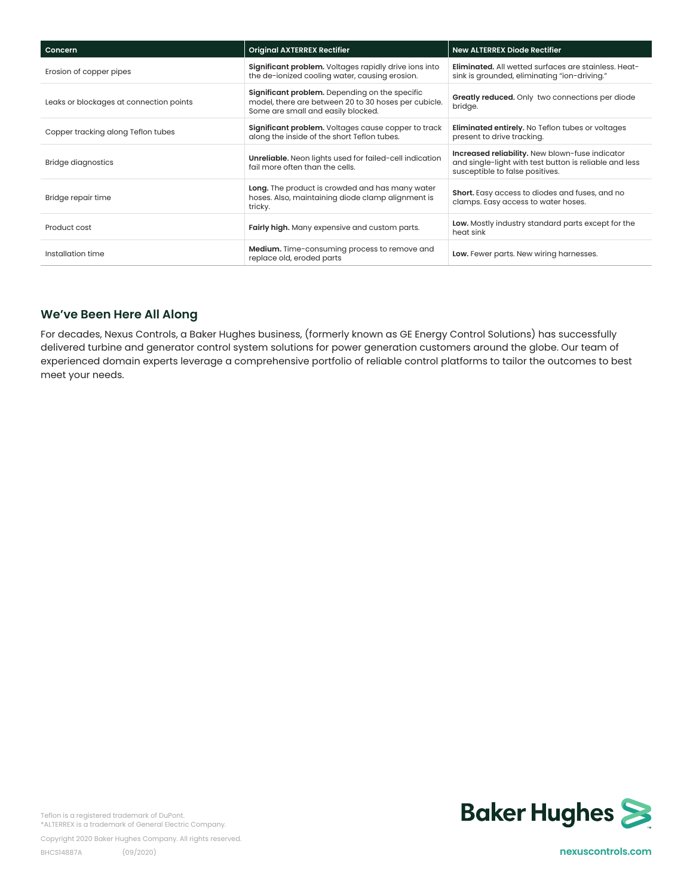| Concern | Original AXTERREX Rectifier | New ALTERREX Diode Rectifier |
| --- | --- | --- |
| Erosion of copper pipes | **Significant problem.** Voltages rapidly drive ions into the de-ionized cooling water, causing erosion. | **Eliminated.** All wetted surfaces are stainless. Heat-sink is grounded, eliminating "ion-driving." |
| Leaks or blockages at connection points | **Significant problem.** Depending on the specific model, there are between 20 to 30 hoses per cubicle. Some are small and easily blocked. | **Greatly reduced.** Only two connections per diode bridge. |
| Copper tracking along Teflon tubes | **Significant problem.** Voltages cause copper to track along the inside of the short Teflon tubes. | **Eliminated entirely.** No Teflon tubes or voltages present to drive tracking. |
| Bridge diagnostics | **Unreliable.** Neon lights used for failed-cell indication fail more often than the cells. | **Increased reliability.** New blown-fuse indicator and single-light with test button is reliable and less susceptible to false positives. |
| Bridge repair time | **Long.** The product is crowded and has many water hoses. Also, maintaining diode clamp alignment is tricky. | **Short.** Easy access to diodes and fuses, and no clamps. Easy access to water hoses. |
| Product cost | **Fairly high.** Many expensive and custom parts. | **Low.** Mostly industry standard parts except for the heat sink |
| Installation time | **Medium.** Time-consuming process to remove and replace old, eroded parts | **Low.** Fewer parts. New wiring harnesses. |

## We've Been Here All Along

For decades, Nexus Controls, a Baker Hughes business, (formerly known as GE Energy Control Solutions) has successfully delivered turbine and generator control system solutions for power generation customers around the globe. Our team of experienced domain experts leverage a comprehensive portfolio of reliable control platforms to tailor the outcomes to best meet your needs.

Teflon is a registered trademark of DuPont.
*ALTERREX is a trademark of General Electric Company.

Copyright 2020 Baker Hughes Company. All rights reserved.

BHCS14887A (09/2020)

Baker Hughes

nexuscontrols.com